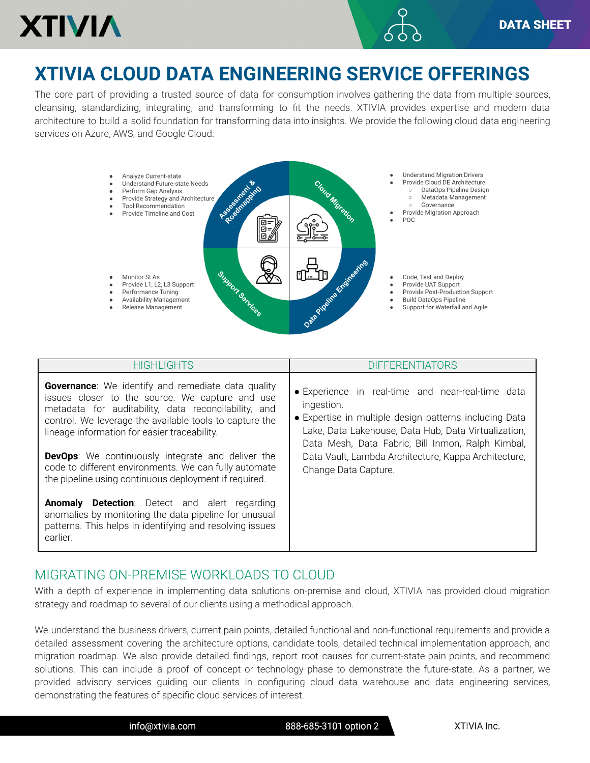# XTIVIA CLOUD DATA ENGINEERING SERVICE OFFERINGS

The core part of providing a trusted source of data for consumption involves gathering the data from multiple sources, cleansing, standardizing, integrating, and transforming to fit the needs. XTIVIA provides expertise and modern data architecture to build a solid foundation for transforming data into insights. We provide the following cloud data engineering services on Azure, AWS, and Google Cloud:

**Assessment & Roadmapping**

- Analyze Current-state
- Understand Future-state Needs
- Perform Gap Analysis
- Provide Strategy and Architecture
- Tool Recommendation
- Provide Timeline and Cost

**Cloud Migration**

- Understand Migration Drivers
- Provide Cloud DE Architecture
  - DataOps Pipeline Design
  - Metadata Management
  - Governance
- Provide Migration Approach
- POC

**Support Services**

- Monitor SLAs
- Provide L1, L2, L3 Support
- Performance Tuning
- Availability Management
- Release Management

**Data Pipeline Engineering**

- Code, Test and Deploy
- Provide UAT Support
- Provide Post-Production Support
- Build DataOps Pipeline
- Support for Waterfall and Agile

| HIGHLIGHTS | DIFFERENTIATORS |
|---|---|
| **Governance**: We identify and remediate data quality issues closer to the source. We capture and use metadata for auditability, data reconciliability, and control. We leverage the available tools to capture the lineage information for easier traceability.<br><br>**DevOps**: We continuously integrate and deliver the code to different environments. We can fully automate the pipeline using continuous deployment if required.<br><br>**Anomaly Detection**: Detect and alert regarding anomalies by monitoring the data pipeline for unusual patterns. This helps in identifying and resolving issues earlier. | • Experience in real-time and near-real-time data ingestion.<br>• Expertise in multiple design patterns including Data Lake, Data Lakehouse, Data Hub, Data Virtualization, Data Mesh, Data Fabric, Bill Inmon, Ralph Kimbal, Data Vault, Lambda Architecture, Kappa Architecture, Change Data Capture. |

## MIGRATING ON-PREMISE WORKLOADS TO CLOUD

With a depth of experience in implementing data solutions on-premise and cloud, XTIVIA has provided cloud migration strategy and roadmap to several of our clients using a methodical approach.

We understand the business drivers, current pain points, detailed functional and non-functional requirements and provide a detailed assessment covering the architecture options, candidate tools, detailed technical implementation approach, and migration roadmap. We also provide detailed findings, report root causes for current-state pain points, and recommend solutions. This can include a proof of concept or technology phase to demonstrate the future-state. As a partner, we provided advisory services guiding our clients in configuring cloud data warehouse and data engineering services, demonstrating the features of specific cloud services of interest.

info@xtivia.com 888-685-3101 option 2 XTIVIA Inc.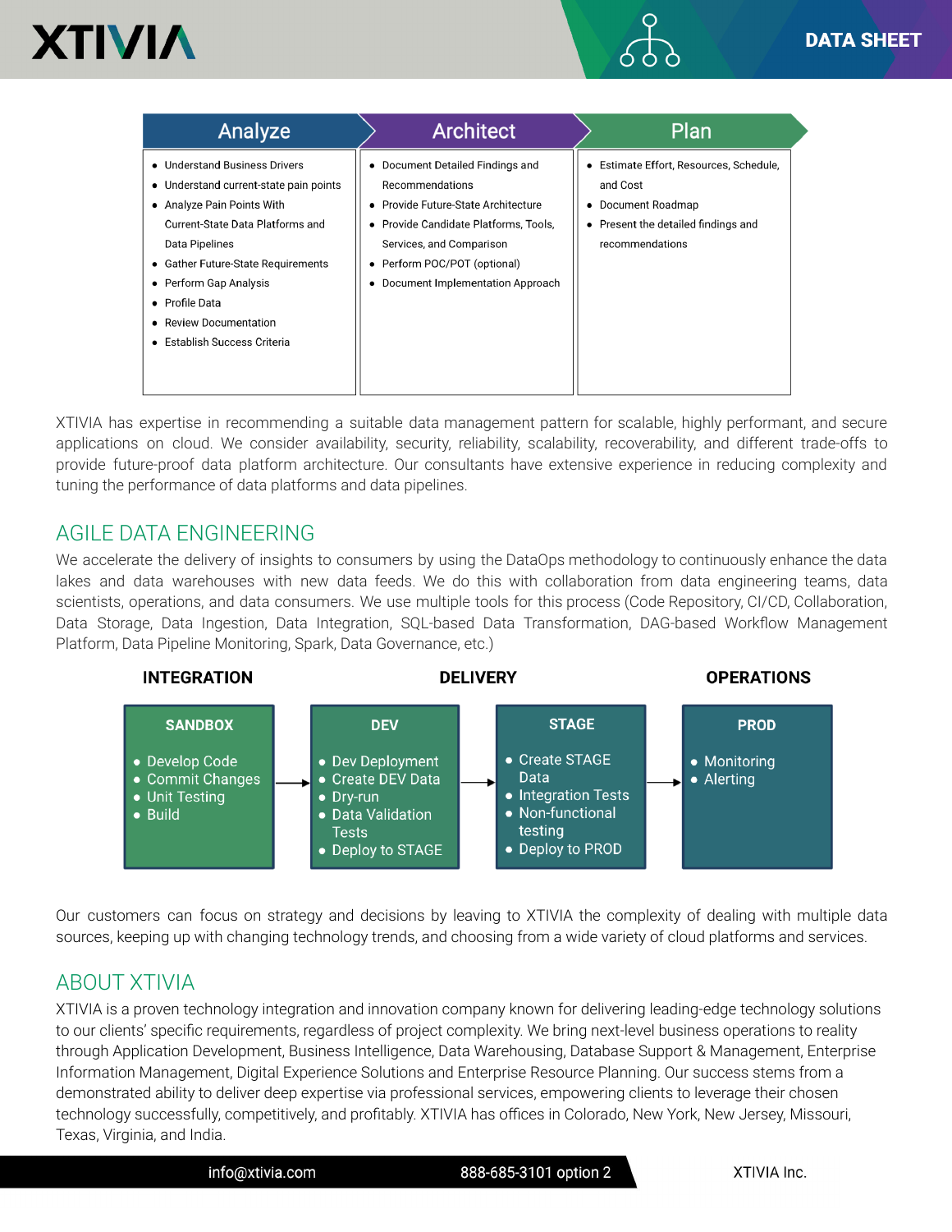**DATA SHEET**

| Analyze | Architect | Plan |
|---|---|---|
| • Understand Business Drivers<br>• Understand current-state pain points<br>• Analyze Pain Points With Current-State Data Platforms and Data Pipelines<br>• Gather Future-State Requirements<br>• Perform Gap Analysis<br>• Profile Data<br>• Review Documentation<br>• Establish Success Criteria | • Document Detailed Findings and Recommendations<br>• Provide Future-State Architecture<br>• Provide Candidate Platforms, Tools, Services, and Comparison<br>• Perform POC/POT (optional)<br>• Document Implementation Approach | • Estimate Effort, Resources, Schedule, and Cost<br>• Document Roadmap<br>• Present the detailed findings and recommendations |

XTIVIA has expertise in recommending a suitable data management pattern for scalable, highly performant, and secure applications on cloud. We consider availability, security, reliability, scalability, recoverability, and different trade-offs to provide future-proof data platform architecture. Our consultants have extensive experience in reducing complexity and tuning the performance of data platforms and data pipelines.

## AGILE DATA ENGINEERING

We accelerate the delivery of insights to consumers by using the DataOps methodology to continuously enhance the data lakes and data warehouses with new data feeds. We do this with collaboration from data engineering teams, data scientists, operations, and data consumers. We use multiple tools for this process (Code Repository, CI/CD, Collaboration, Data Storage, Data Ingestion, Data Integration, SQL-based Data Transformation, DAG-based Workflow Management Platform, Data Pipeline Monitoring, Spark, Data Governance, etc.)

INTEGRATION

DELIVERY

OPERATIONS

SANDBOX
- Develop Code
- Commit Changes
- Unit Testing
- Build

DEV
- Dev Deployment
- Create DEV Data
- Dry-run
- Data Validation Tests
- Deploy to STAGE

STAGE
- Create STAGE Data
- Integration Tests
- Non-functional testing
- Deploy to PROD

PROD
- Monitoring
- Alerting

Our customers can focus on strategy and decisions by leaving to XTIVIA the complexity of dealing with multiple data sources, keeping up with changing technology trends, and choosing from a wide variety of cloud platforms and services.

## ABOUT XTIVIA

XTIVIA is a proven technology integration and innovation company known for delivering leading-edge technology solutions to our clients' specific requirements, regardless of project complexity. We bring next-level business operations to reality through Application Development, Business Intelligence, Data Warehousing, Database Support & Management, Enterprise Information Management, Digital Experience Solutions and Enterprise Resource Planning. Our success stems from a demonstrated ability to deliver deep expertise via professional services, empowering clients to leverage their chosen technology successfully, competitively, and profitably. XTIVIA has offices in Colorado, New York, New Jersey, Missouri, Texas, Virginia, and India.

info@xtivia.com 888-685-3101 option 2 XTIVIA Inc.